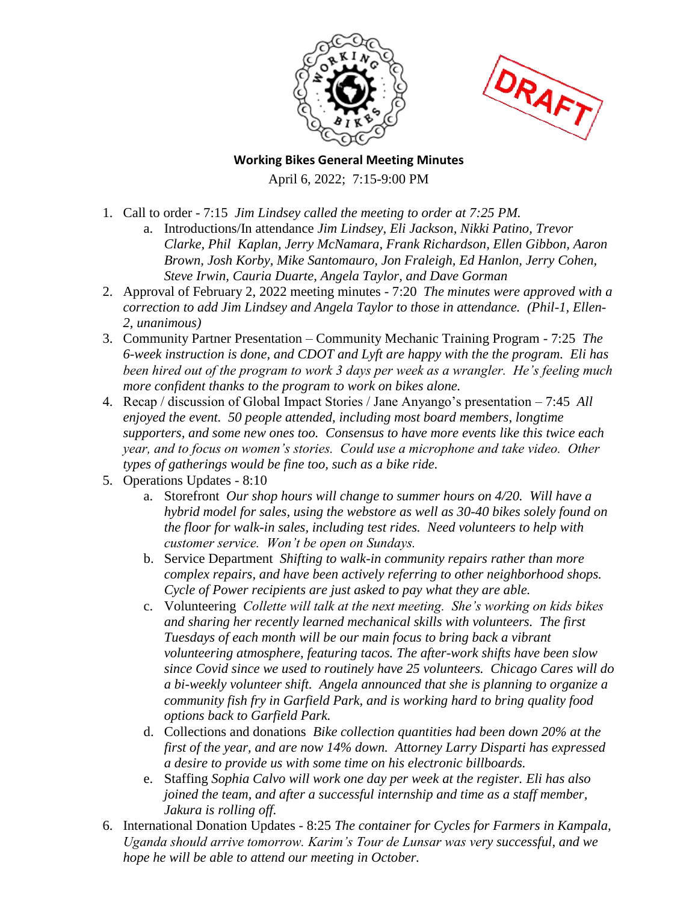**Working Bikes General Meeting Minutes**

April 6, 2022; 7:15-9:00 PM

1. Call to order - 7:15 *Jim Lindsey called the meeting to order at 7:25 PM.*
   a. Introductions/In attendance *Jim Lindsey, Eli Jackson, Nikki Patino, Trevor Clarke, Phil Kaplan, Jerry McNamara, Frank Richardson, Ellen Gibbon, Aaron Brown, Josh Korby, Mike Santomauro, Jon Fraleigh, Ed Hanlon, Jerry Cohen, Steve Irwin, Cauria Duarte, Angela Taylor, and Dave Gorman*
2. Approval of February 2, 2022 meeting minutes - 7:20 *The minutes were approved with a correction to add Jim Lindsey and Angela Taylor to those in attendance. (Phil-1, Ellen-2, unanimous)*
3. Community Partner Presentation – Community Mechanic Training Program - 7:25 *The 6-week instruction is done, and CDOT and Lyft are happy with the the program. Eli has been hired out of the program to work 3 days per week as a wrangler. He's feeling much more confident thanks to the program to work on bikes alone.*
4. Recap / discussion of Global Impact Stories / Jane Anyango's presentation – 7:45 *All enjoyed the event. 50 people attended, including most board members, longtime supporters, and some new ones too. Consensus to have more events like this twice each year, and to focus on women's stories. Could use a microphone and take video. Other types of gatherings would be fine too, such as a bike ride.*
5. Operations Updates - 8:10
   a. Storefront *Our shop hours will change to summer hours on 4/20. Will have a hybrid model for sales, using the webstore as well as 30-40 bikes solely found on the floor for walk-in sales, including test rides. Need volunteers to help with customer service. Won't be open on Sundays.*
   b. Service Department *Shifting to walk-in community repairs rather than more complex repairs, and have been actively referring to other neighborhood shops. Cycle of Power recipients are just asked to pay what they are able.*
   c. Volunteering *Collette will talk at the next meeting. She's working on kids bikes and sharing her recently learned mechanical skills with volunteers. The first Tuesdays of each month will be our main focus to bring back a vibrant volunteering atmosphere, featuring tacos. The after-work shifts have been slow since Covid since we used to routinely have 25 volunteers. Chicago Cares will do a bi-weekly volunteer shift. Angela announced that she is planning to organize a community fish fry in Garfield Park, and is working hard to bring quality food options back to Garfield Park.*
   d. Collections and donations *Bike collection quantities had been down 20% at the first of the year, and are now 14% down. Attorney Larry Disparti has expressed a desire to provide us with some time on his electronic billboards.*
   e. Staffing *Sophia Calvo will work one day per week at the register. Eli has also joined the team, and after a successful internship and time as a staff member, Jakura is rolling off.*
6. International Donation Updates - 8:25 *The container for Cycles for Farmers in Kampala, Uganda should arrive tomorrow. Karim's Tour de Lunsar was very successful, and we hope he will be able to attend our meeting in October.*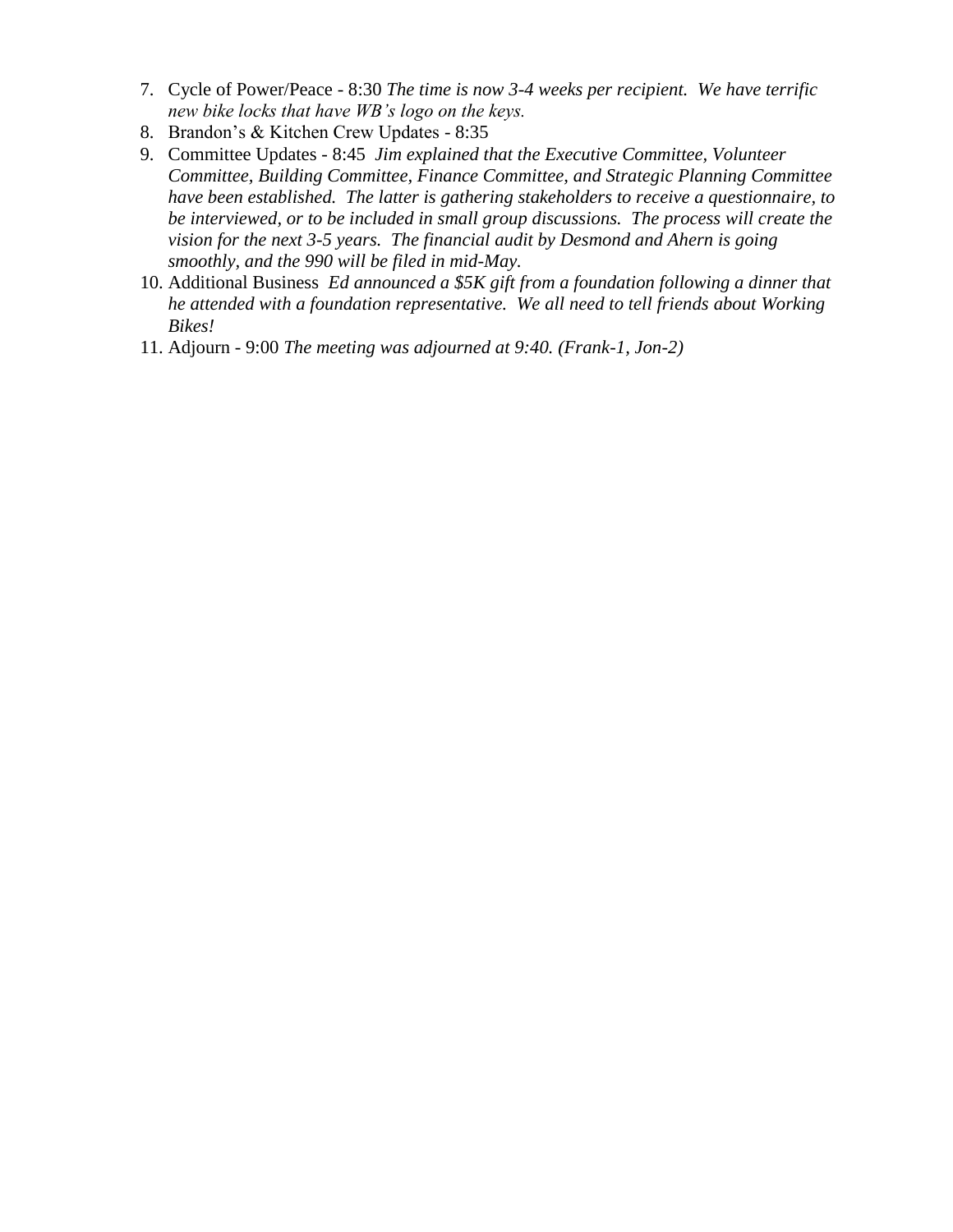7. Cycle of Power/Peace - 8:30 *The time is now 3-4 weeks per recipient. We have terrific new bike locks that have WB's logo on the keys.*
8. Brandon's & Kitchen Crew Updates - 8:35
9. Committee Updates - 8:45 *Jim explained that the Executive Committee, Volunteer Committee, Building Committee, Finance Committee, and Strategic Planning Committee have been established. The latter is gathering stakeholders to receive a questionnaire, to be interviewed, or to be included in small group discussions. The process will create the vision for the next 3-5 years. The financial audit by Desmond and Ahern is going smoothly, and the 990 will be filed in mid-May.*
10. Additional Business *Ed announced a $5K gift from a foundation following a dinner that he attended with a foundation representative. We all need to tell friends about Working Bikes!*
11. Adjourn - 9:00 *The meeting was adjourned at 9:40. (Frank-1, Jon-2)*